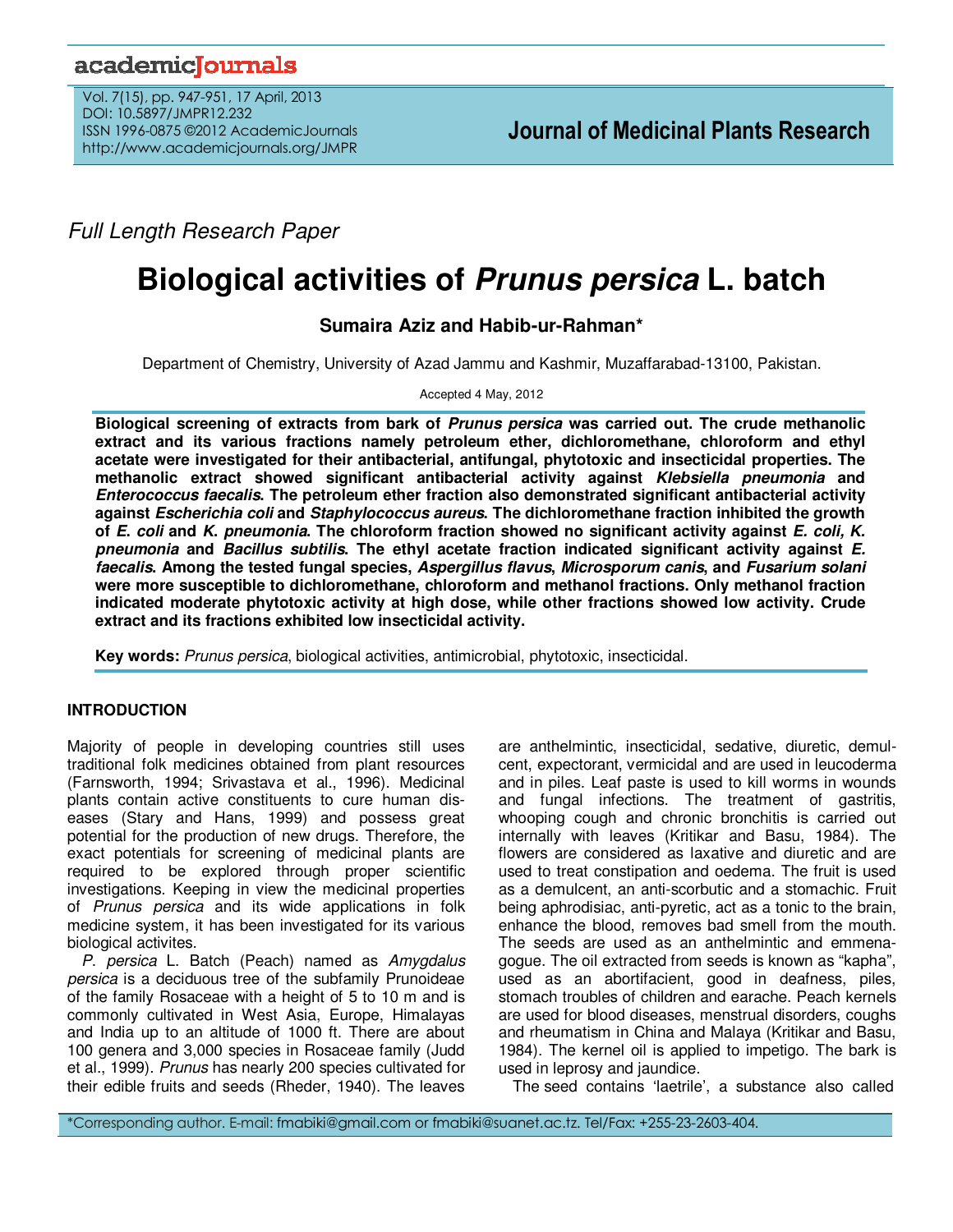*Full Length Research Paper*

# Biological activities of *Prunus persica* L. batch

**Sumaira Aziz and Habib-ur-Rahman***

Department of Chemistry, University of Azad Jammu and Kashmir, Muzaffarabad-13100, Pakistan.

Accepted 4 May, 2012

**Biological screening of extracts from bark of *Prunus persica* was carried out. The crude methanolic extract and its various fractions namely petroleum ether, dichloromethane, chloroform and ethyl acetate were investigated for their antibacterial, antifungal, phytotoxic and insecticidal properties. The methanolic extract showed significant antibacterial activity against *Klebsiella pneumonia* and *Enterococcus faecalis*. The petroleum ether fraction also demonstrated significant antibacterial activity against *Escherichia coli* and *Staphylococcus aureus*. The dichloromethane fraction inhibited the growth of *E. coli* and *K. pneumonia*. The chloroform fraction showed no significant activity against *E. coli, K. pneumonia* and *Bacillus subtilis*. The ethyl acetate fraction indicated significant activity against *E. faecalis*. Among the tested fungal species, *Aspergillus flavus*, *Microsporum canis*, and *Fusarium solani* were more susceptible to dichloromethane, chloroform and methanol fractions. Only methanol fraction indicated moderate phytotoxic activity at high dose, while other fractions showed low activity. Crude extract and its fractions exhibited low insecticidal activity.**

**Key words:** *Prunus persica*, biological activities, antimicrobial, phytotoxic, insecticidal.

## INTRODUCTION

Majority of people in developing countries still uses traditional folk medicines obtained from plant resources (Farnsworth, 1994; Srivastava et al., 1996). Medicinal plants contain active constituents to cure human diseases (Stary and Hans, 1999) and possess great potential for the production of new drugs. Therefore, the exact potentials for screening of medicinal plants are required to be explored through proper scientific investigations. Keeping in view the medicinal properties of *Prunus persica* and its wide applications in folk medicine system, it has been investigated for its various biological activites.

*P. persica* L. Batch (Peach) named as *Amygdalus persica* is a deciduous tree of the subfamily Prunoideae of the family Rosaceae with a height of 5 to 10 m and is commonly cultivated in West Asia, Europe, Himalayas and India up to an altitude of 1000 ft. There are about 100 genera and 3,000 species in Rosaceae family (Judd et al., 1999). *Prunus* has nearly 200 species cultivated for their edible fruits and seeds (Rheder, 1940). The leaves are anthelmintic, insecticidal, sedative, diuretic, demulcent, expectorant, vermicidal and are used in leucoderma and in piles. Leaf paste is used to kill worms in wounds and fungal infections. The treatment of gastritis, whooping cough and chronic bronchitis is carried out internally with leaves (Kritikar and Basu, 1984). The flowers are considered as laxative and diuretic and are used to treat constipation and oedema. The fruit is used as a demulcent, an anti-scorbutic and a stomachic. Fruit being aphrodisiac, anti-pyretic, act as a tonic to the brain, enhance the blood, removes bad smell from the mouth. The seeds are used as an anthelmintic and emmenagogue. The oil extracted from seeds is known as "kapha", used as an abortifacient, good in deafness, piles, stomach troubles of children and earache. Peach kernels are used for blood diseases, menstrual disorders, coughs and rheumatism in China and Malaya (Kritikar and Basu, 1984). The kernel oil is applied to impetigo. The bark is used in leprosy and jaundice.

The seed contains 'laetrile', a substance also called

*Corresponding author. E-mail: fmabiki@gmail.com or fmabiki@suanet.ac.tz. Tel/Fax: +255-23-2603-404.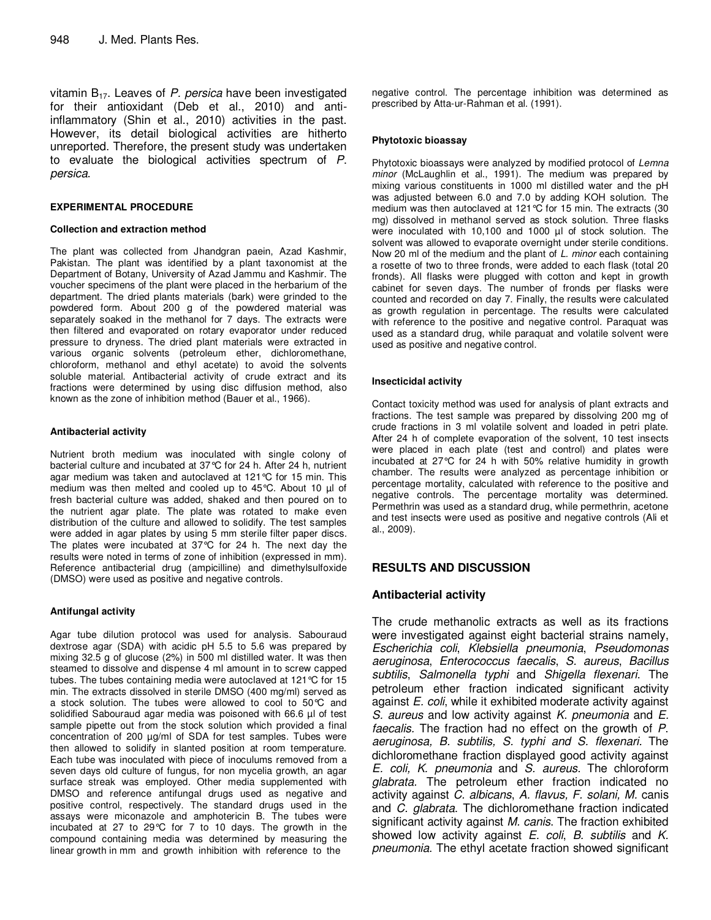vitamin $B_{17}$. Leaves of *P. persica* have been investigated for their antioxidant (Deb et al., 2010) and anti-inflammatory (Shin et al., 2010) activities in the past. However, its detail biological activities are hitherto unreported. Therefore, the present study was undertaken to evaluate the biological activities spectrum of *P. persica*.

## EXPERIMENTAL PROCEDURE

### Collection and extraction method

The plant was collected from Jhandgran paein, Azad Kashmir, Pakistan. The plant was identified by a plant taxonomist at the Department of Botany, University of Azad Jammu and Kashmir. The voucher specimens of the plant were placed in the herbarium of the department. The dried plants materials (bark) were grinded to the powdered form. About 200 g of the powdered material was separately soaked in the methanol for 7 days. The extracts were then filtered and evaporated on rotary evaporator under reduced pressure to dryness. The dried plant materials were extracted in various organic solvents (petroleum ether, dichloromethane, chloroform, methanol and ethyl acetate) to avoid the solvents soluble material. Antibacterial activity of crude extract and its fractions were determined by using disc diffusion method, also known as the zone of inhibition method (Bauer et al., 1966).

### Antibacterial activity

Nutrient broth medium was inoculated with single colony of bacterial culture and incubated at 37°C for 24 h. After 24 h, nutrient agar medium was taken and autoclaved at 121°C for 15 min. This medium was then melted and cooled up to 45°C. About 10 µl of fresh bacterial culture was added, shaked and then poured on to the nutrient agar plate. The plate was rotated to make even distribution of the culture and allowed to solidify. The test samples were added in agar plates by using 5 mm sterile filter paper discs. The plates were incubated at 37°C for 24 h. The next day the results were noted in terms of zone of inhibition (expressed in mm). Reference antibacterial drug (ampicilline) and dimethylsulfoxide (DMSO) were used as positive and negative controls.

### Antifungal activity

Agar tube dilution protocol was used for analysis. Sabouraud dextrose agar (SDA) with acidic pH 5.5 to 5.6 was prepared by mixing 32.5 g of glucose (2%) in 500 ml distilled water. It was then steamed to dissolve and dispense 4 ml amount in to screw capped tubes. The tubes containing media were autoclaved at 121°C for 15 min. The extracts dissolved in sterile DMSO (400 mg/ml) served as a stock solution. The tubes were allowed to cool to 50°C and solidified Sabouraud agar media was poisoned with 66.6 µl of test sample pipette out from the stock solution which provided a final concentration of 200 µg/ml of SDA for test samples. Tubes were then allowed to solidify in slanted position at room temperature. Each tube was inoculated with piece of inoculums removed from a seven days old culture of fungus, for non mycelia growth, an agar surface streak was employed. Other media supplemented with DMSO and reference antifungal drugs used as negative and positive control, respectively. The standard drugs used in the assays were miconazole and amphotericin B. The tubes were incubated at 27 to 29°C for 7 to 10 days. The growth in the compound containing media was determined by measuring the linear growth in mm and growth inhibition with reference to the negative control. The percentage inhibition was determined as prescribed by Atta-ur-Rahman et al. (1991).

### Phytotoxic bioassay

Phytotoxic bioassays were analyzed by modified protocol of *Lemna minor* (McLaughlin et al., 1991). The medium was prepared by mixing various constituents in 1000 ml distilled water and the pH was adjusted between 6.0 and 7.0 by adding KOH solution. The medium was then autoclaved at 121°C for 15 min. The extracts (30 mg) dissolved in methanol served as stock solution. Three flasks were inoculated with 10,100 and 1000 µl of stock solution. The solvent was allowed to evaporate overnight under sterile conditions. Now 20 ml of the medium and the plant of *L. minor* each containing a rosette of two to three fronds, were added to each flask (total 20 fronds). All flasks were plugged with cotton and kept in growth cabinet for seven days. The number of fronds per flasks were counted and recorded on day 7. Finally, the results were calculated as growth regulation in percentage. The results were calculated with reference to the positive and negative control. Paraquat was used as a standard drug, while paraquat and volatile solvent were used as positive and negative control.

### Insecticidal activity

Contact toxicity method was used for analysis of plant extracts and fractions. The test sample was prepared by dissolving 200 mg of crude fractions in 3 ml volatile solvent and loaded in petri plate. After 24 h of complete evaporation of the solvent, 10 test insects were placed in each plate (test and control) and plates were incubated at 27°C for 24 h with 50% relative humidity in growth chamber. The results were analyzed as percentage inhibition or percentage mortality, calculated with reference to the positive and negative controls. The percentage mortality was determined. Permethrin was used as a standard drug, while permethrin, acetone and test insects were used as positive and negative controls (Ali et al., 2009).

## RESULTS AND DISCUSSION

### Antibacterial activity

The crude methanolic extracts as well as its fractions were investigated against eight bacterial strains namely, *Escherichia coli*, *Klebsiella pneumonia*, *Pseudomonas aeruginosa*, *Enterococcus faecalis*, *S. aureus*, *Bacillus subtilis*, *Salmonella typhi* and *Shigella flexenari*. The petroleum ether fraction indicated significant activity against *E. coli*, while it exhibited moderate activity against *S. aureus* and low activity against *K. pneumonia* and *E. faecalis.* The fraction had no effect on the growth of *P. aeruginosa, B. subtilis, S. typhi and S. flexenari*. The dichloromethane fraction displayed good activity against *E. coli, K. pneumonia* and *S. aureus*. The chloroform *glabrata.* The petroleum ether fraction indicated no activity against *C. albicans*, *A. flavus, F. solani, M.* canis and *C. glabrata*. The dichloromethane fraction indicated significant activity against *M. canis*. The fraction exhibited showed low activity against *E. coli*, *B. subtilis* and *K. pneumonia*. The ethyl acetate fraction showed significant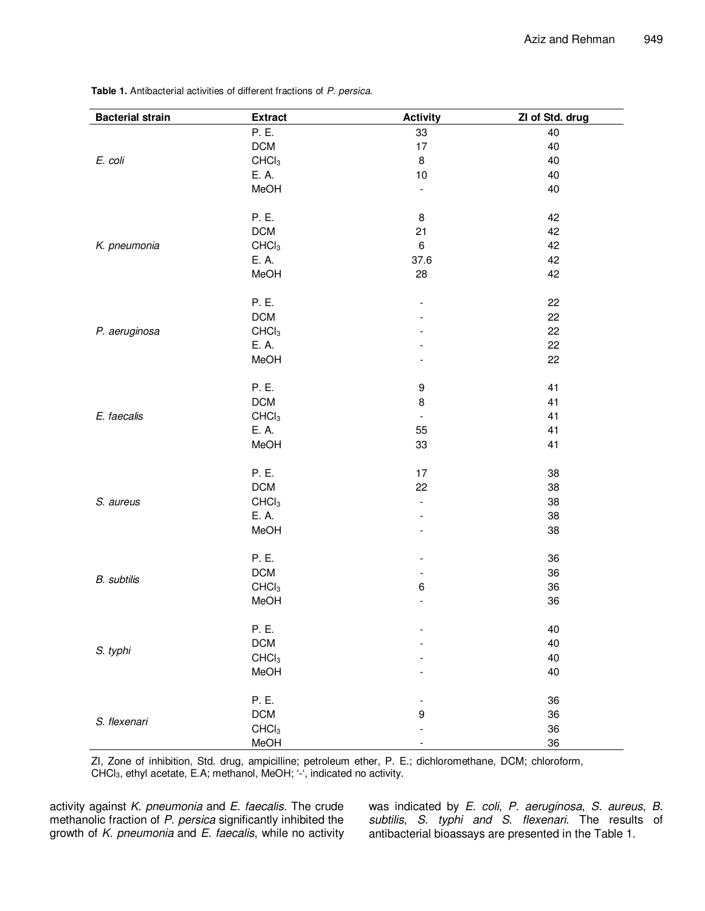**Table 1.** Antibacterial activities of different fractions of *P. persica*.

| Bacterial strain | Extract | Activity | ZI of Std. drug |
|---|---|---|---|
| *E. coli* | P. E. | 33 | 40 |
| | DCM | 17 | 40 |
| | $CHCl_3$ | 8 | 40 |
| | E. A. | 10 | 40 |
| | MeOH | - | 40 |
| *K. pneumonia* | P. E. | 8 | 42 |
| | DCM | 21 | 42 |
| | $CHCl_3$ | 6 | 42 |
| | E. A. | 37.6 | 42 |
| | MeOH | 28 | 42 |
| *P. aeruginosa* | P. E. | - | 22 |
| | DCM | - | 22 |
| | $CHCl_3$ | - | 22 |
| | E. A. | - | 22 |
| | MeOH | - | 22 |
| *E. faecalis* | P. E. | 9 | 41 |
| | DCM | 8 | 41 |
| | $CHCl_3$ | - | 41 |
| | E. A. | 55 | 41 |
| | MeOH | 33 | 41 |
| *S. aureus* | P. E. | 17 | 38 |
| | DCM | 22 | 38 |
| | $CHCl_3$ | - | 38 |
| | E. A. | - | 38 |
| | MeOH | - | 38 |
| *B. subtilis* | P. E. | - | 36 |
| | DCM | - | 36 |
| | $CHCl_3$ | 6 | 36 |
| | MeOH | - | 36 |
| *S. typhi* | P. E. | - | 40 |
| | DCM | - | 40 |
| | $CHCl_3$ | - | 40 |
| | MeOH | - | 40 |
| *S. flexenari* | P. E. | - | 36 |
| | DCM | 9 | 36 |
| | $CHCl_3$ | - | 36 |
| | MeOH | - | 36 |

ZI, Zone of inhibition, Std. drug, ampicilline; petroleum ether, P. E.; dichloromethane, DCM; chloroform, $CHCl_3$, ethyl acetate, E.A; methanol, MeOH; '-', indicated no activity.

activity against *K. pneumonia* and *E. faecalis.* The crude methanolic fraction of *P. persica* significantly inhibited the growth of *K. pneumonia* and *E. faecalis*, while no activity was indicated by *E. coli*, *P. aeruginosa*, *S. aureus*, *B. subtilis*, *S. typhi and S. flexenari*. The results of antibacterial bioassays are presented in the Table 1.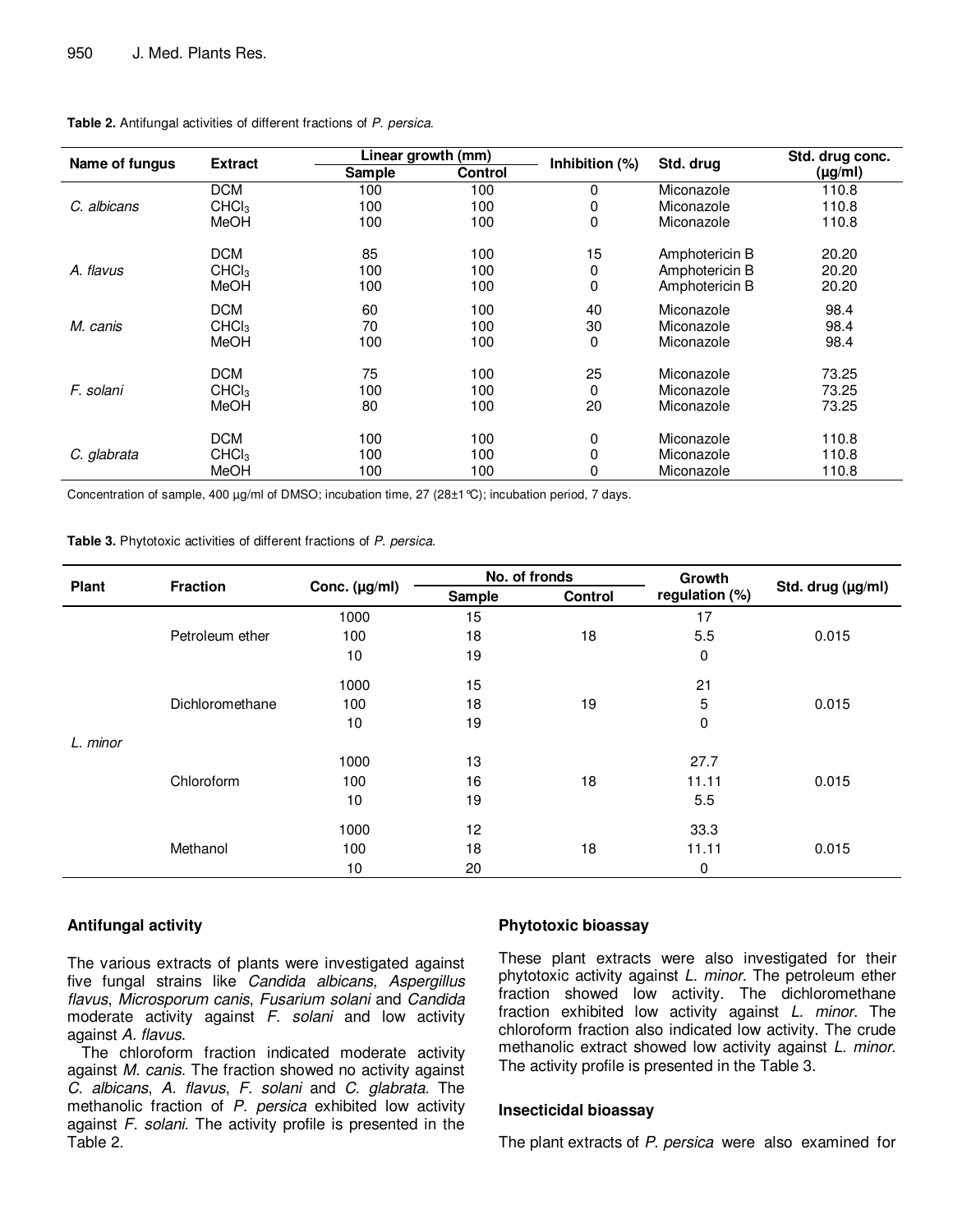**Table 2.** Antifungal activities of different fractions of *P. persica*.

| Name of fungus | Extract | Linear growth (mm) | | Inhibition (%) | Std. drug | Std. drug conc. (µg/ml) |
|---|---|---|---|---|---|---|
| | | Sample | Control | | | |
| *C. albicans* | DCM | 100 | 100 | 0 | Miconazole | 110.8 |
| | $CHCl_3$ | 100 | 100 | 0 | Miconazole | 110.8 |
| | MeOH | 100 | 100 | 0 | Miconazole | 110.8 |
| *A. flavus* | DCM | 85 | 100 | 15 | Amphotericin B | 20.20 |
| | $CHCl_3$ | 100 | 100 | 0 | Amphotericin B | 20.20 |
| | MeOH | 100 | 100 | 0 | Amphotericin B | 20.20 |
| *M. canis* | DCM | 60 | 100 | 40 | Miconazole | 98.4 |
| | $CHCl_3$ | 70 | 100 | 30 | Miconazole | 98.4 |
| | MeOH | 100 | 100 | 0 | Miconazole | 98.4 |
| *F. solani* | DCM | 75 | 100 | 25 | Miconazole | 73.25 |
| | $CHCl_3$ | 100 | 100 | 0 | Miconazole | 73.25 |
| | MeOH | 80 | 100 | 20 | Miconazole | 73.25 |
| *C. glabrata* | DCM | 100 | 100 | 0 | Miconazole | 110.8 |
| | $CHCl_3$ | 100 | 100 | 0 | Miconazole | 110.8 |
| | MeOH | 100 | 100 | 0 | Miconazole | 110.8 |

Concentration of sample, 400 µg/ml of DMSO; incubation time, 27 (28±1°C); incubation period, 7 days.

**Table 3.** Phytotoxic activities of different fractions of *P. persica*.

| Plant | Fraction | Conc. (µg/ml) | No. of fronds | | Growth regulation (%) | Std. drug (µg/ml) |
|---|---|---|---|---|---|---|
| | | | Sample | Control | | |
| *L. minor* | Petroleum ether | 1000 | 15 | 18 | 17 | 0.015 |
| | | 100 | 18 | | 5.5 | |
| | | 10 | 19 | | 0 | |
| | Dichloromethane | 1000 | 15 | 19 | 21 | 0.015 |
| | | 100 | 18 | | 5 | |
| | | 10 | 19 | | 0 | |
| | Chloroform | 1000 | 13 | 18 | 27.7 | 0.015 |
| | | 100 | 16 | | 11.11 | |
| | | 10 | 19 | | 5.5 | |
| | Methanol | 1000 | 12 | 18 | 33.3 | 0.015 |
| | | 100 | 18 | | 11.11 | |
| | | 10 | 20 | | 0 | |

### Antifungal activity

The various extracts of plants were investigated against five fungal strains like *Candida albicans*, *Aspergillus flavus*, *Microsporum canis*, *Fusarium solani* and *Candida* moderate activity against *F. solani* and low activity against *A. flavus*.

The chloroform fraction indicated moderate activity against *M. canis*. The fraction showed no activity against *C. albicans*, *A. flavus*, *F. solani* and *C. glabrata*. The methanolic fraction of *P. persica* exhibited low activity against *F. solani*. The activity profile is presented in the Table 2.

### Phytotoxic bioassay

These plant extracts were also investigated for their phytotoxic activity against *L. minor*. The petroleum ether fraction showed low activity. The dichloromethane fraction exhibited low activity against *L. minor*. The chloroform fraction also indicated low activity. The crude methanolic extract showed low activity against *L. minor*. The activity profile is presented in the Table 3.

### Insecticidal bioassay

The plant extracts of *P. persica* were also examined for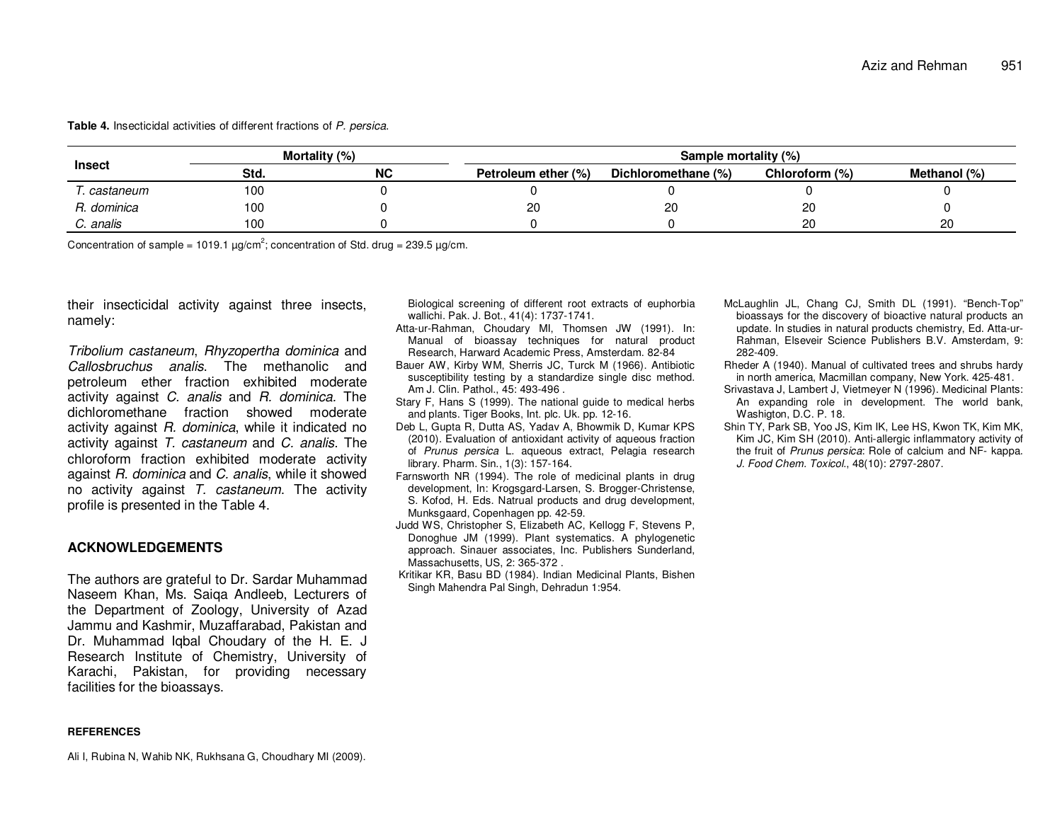**Table 4.** Insecticidal activities of different fractions of *P. persica*.

| Insect | Mortality (%) | | Sample mortality (%) | | | |
|---|---|---|---|---|---|---|
| | Std. | NC | Petroleum ether (%) | Dichloromethane (%) | Chloroform (%) | Methanol (%) |
| *T. castaneum* | 100 | 0 | 0 | 0 | 0 | 0 |
| *R. dominica* | 100 | 0 | 20 | 20 | 20 | 0 |
| *C. analis* | 100 | 0 | 0 | 0 | 20 | 20 |

Concentration of sample = 1019.1 µg/cm$^2$; concentration of Std. drug = 239.5 µg/cm.

their insecticidal activity against three insects, namely:

*Tribolium castaneum*, *Rhyzopertha dominica* and *Callosbruchus analis*. The methanolic and petroleum ether fraction exhibited moderate activity against *C. analis* and *R. dominica.* The dichloromethane fraction showed moderate activity against *R. dominica*, while it indicated no activity against *T. castaneum* and *C. analis*. The chloroform fraction exhibited moderate activity against *R. dominica* and *C. analis*, while it showed no activity against *T. castaneum*. The activity profile is presented in the Table 4.

## ACKNOWLEDGEMENTS

The authors are grateful to Dr. Sardar Muhammad Naseem Khan, Ms. Saiqa Andleeb, Lecturers of the Department of Zoology, University of Azad Jammu and Kashmir, Muzaffarabad, Pakistan and Dr. Muhammad Iqbal Choudary of the H. E. J Research Institute of Chemistry, University of Karachi, Pakistan, for providing necessary facilities for the bioassays.

## REFERENCES

Ali I, Rubina N, Wahib NK, Rukhsana G, Choudhary MI (2009). Biological screening of different root extracts of euphorbia wallichi. Pak. J. Bot., 41(4): 1737-1741.

Atta-ur-Rahman, Choudary MI, Thomsen JW (1991). In: Manual of bioassay techniques for natural product Research, Harward Academic Press, Amsterdam. 82-84

Bauer AW, Kirby WM, Sherris JC, Turck M (1966). Antibiotic susceptibility testing by a standardize single disc method. Am J. Clin. Pathol., 45: 493-496 .

Stary F, Hans S (1999). The national guide to medical herbs and plants. Tiger Books, Int. plc. Uk. pp. 12-16.

Deb L, Gupta R, Dutta AS, Yadav A, Bhowmik D, Kumar KPS (2010). Evaluation of antioxidant activity of aqueous fraction of *Prunus persica* L. aqueous extract, Pelagia research library. Pharm. Sin., 1(3): 157-164.

Farnsworth NR (1994). The role of medicinal plants in drug development, In: Krogsgard-Larsen, S. Brogger-Christense, S. Kofod, H. Eds. Natrual products and drug development, Munksgaard, Copenhagen pp. 42-59.

Judd WS, Christopher S, Elizabeth AC, Kellogg F, Stevens P, Donoghue JM (1999). Plant systematics. A phylogenetic approach. Sinauer associates, Inc. Publishers Sunderland, Massachusetts, US, 2: 365-372 .

Kritikar KR, Basu BD (1984). Indian Medicinal Plants, Bishen Singh Mahendra Pal Singh, Dehradun 1:954.

McLaughlin JL, Chang CJ, Smith DL (1991). "Bench-Top" bioassays for the discovery of bioactive natural products an update. In studies in natural products chemistry, Ed. Atta-ur-Rahman, Elseveir Science Publishers B.V. Amsterdam, 9: 282-409.

Rheder A (1940). Manual of cultivated trees and shrubs hardy in north america, Macmillan company, New York. 425-481.

Srivastava J, Lambert J, Vietmeyer N (1996). Medicinal Plants: An expanding role in development. The world bank, Washigton, D.C. P. 18.

Shin TY, Park SB, Yoo JS, Kim IK, Lee HS, Kwon TK, Kim MK, Kim JC, Kim SH (2010). Anti-allergic inflammatory activity of the fruit of *Prunus persica*: Role of calcium and NF- kappa. *J. Food Chem. Toxicol.*, 48(10): 2797-2807.